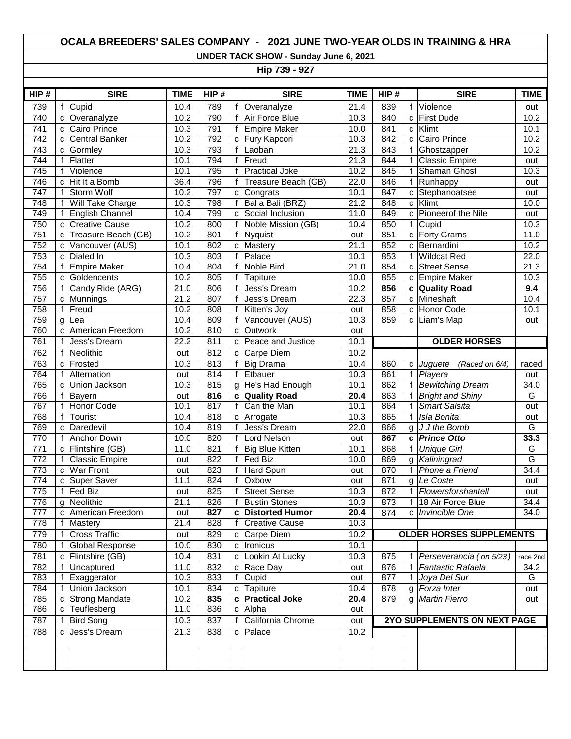# OCALA BREEDERS' SALES COMPANY - 2021 JUNE TWO-YEAR OLDS IN TRAINING & HRA

## UNDER TACK SHOW - Sunday June 6, 2021

### Hip 739 - 927

| HIP # | | SIRE | TIME | HIP # | | SIRE | TIME | HIP # | | SIRE | TIME |
|---|---|---|---|---|---|---|---|---|---|---|---|
| 739 | f | Cupid | 10.4 | 789 | f | Overanalyze | 21.4 | 839 | f | Violence | out |
| 740 | c | Overanalyze | 10.2 | 790 | f | Air Force Blue | 10.3 | 840 | c | First Dude | 10.2 |
| 741 | c | Cairo Prince | 10.3 | 791 | f | Empire Maker | 10.0 | 841 | c | Klimt | 10.1 |
| 742 | c | Central Banker | 10.2 | 792 | c | Fury Kapcori | 10.3 | 842 | c | Cairo Prince | 10.2 |
| 743 | c | Gormley | 10.3 | 793 | f | Laoban | 21.3 | 843 | f | Ghostzapper | 10.2 |
| 744 | f | Flatter | 10.1 | 794 | f | Freud | 21.3 | 844 | f | Classic Empire | out |
| 745 | f | Violence | 10.1 | 795 | f | Practical Joke | 10.2 | 845 | f | Shaman Ghost | 10.3 |
| 746 | c | Hit It a Bomb | 36.4 | 796 | f | Treasure Beach (GB) | 22.0 | 846 | f | Runhappy | out |
| 747 | f | Storm Wolf | 10.2 | 797 | c | Congrats | 10.1 | 847 | c | Stephanoatsee | out |
| 748 | f | Will Take Charge | 10.3 | 798 | f | Bal a Bali (BRZ) | 21.2 | 848 | c | Klimt | 10.0 |
| 749 | f | English Channel | 10.4 | 799 | c | Social Inclusion | 11.0 | 849 | c | Pioneerof the Nile | out |
| 750 | c | Creative Cause | 10.2 | 800 | f | Noble Mission (GB) | 10.4 | 850 | f | Cupid | 10.3 |
| 751 | c | Treasure Beach (GB) | 10.2 | 801 | f | Nyquist | out | 851 | c | Forty Grams | 11.0 |
| 752 | c | Vancouver (AUS) | 10.1 | 802 | c | Mastery | 21.1 | 852 | c | Bernardini | 10.2 |
| 753 | c | Dialed In | 10.3 | 803 | f | Palace | 10.1 | 853 | f | Wildcat Red | 22.0 |
| 754 | f | Empire Maker | 10.4 | 804 | f | Noble Bird | 21.0 | 854 | c | Street Sense | 21.3 |
| 755 | c | Goldencents | 10.2 | 805 | f | Tapiture | 10.0 | 855 | c | Empire Maker | 10.3 |
| 756 | f | Candy Ride (ARG) | 21.0 | 806 | f | Jess's Dream | 10.2 | **856** | **c** | **Quality Road** | **9.4** |
| 757 | c | Munnings | 21.2 | 807 | f | Jess's Dream | 22.3 | 857 | c | Mineshaft | 10.4 |
| 758 | f | Freud | 10.2 | 808 | f | Kitten's Joy | out | 858 | c | Honor Code | 10.1 |
| 759 | g | Lea | 10.4 | 809 | f | Vancouver (AUS) | 10.3 | 859 | c | Liam's Map | out |
| 760 | c | American Freedom | 10.2 | 810 | c | Outwork | out | | | | |
| 761 | f | Jess's Dream | 22.2 | 811 | c | Peace and Justice | 10.1 | | | **OLDER HORSES** | |
| 762 | f | Neolithic | out | 812 | c | Carpe Diem | 10.2 | | | | |
| 763 | c | Frosted | 10.3 | 813 | f | Big Drama | 10.4 | 860 | c | *Juguete (Raced on 6/4)* | raced |
| 764 | f | Alternation | out | 814 | f | Etbauer | 10.3 | 861 | f | *Playera* | out |
| 765 | c | Union Jackson | 10.3 | 815 | g | He's Had Enough | 10.1 | 862 | f | *Bewitching Dream* | 34.0 |
| 766 | f | Bayern | out | **816** | **c** | **Quality Road** | **20.4** | 863 | f | *Bright and Shiny* | G |
| 767 | f | Honor Code | 10.1 | 817 | f | Can the Man | 10.1 | 864 | f | *Smart Salsita* | out |
| 768 | f | Tourist | 10.4 | 818 | c | Arrogate | 10.3 | 865 | f | *Isla Bonita* | out |
| 769 | c | Daredevil | 10.4 | 819 | f | Jess's Dream | 22.0 | 866 | g | *J J the Bomb* | G |
| 770 | f | Anchor Down | 10.0 | 820 | f | Lord Nelson | out | **867** | **c** | ***Prince Otto*** | **33.3** |
| 771 | c | Flintshire (GB) | 11.0 | 821 | f | Big Blue Kitten | 10.1 | 868 | f | *Unique Girl* | G |
| 772 | f | Classic Empire | out | 822 | f | Fed Biz | 10.0 | 869 | g | *Kaliningrad* | G |
| 773 | c | War Front | out | 823 | f | Hard Spun | out | 870 | f | *Phone a Friend* | 34.4 |
| 774 | c | Super Saver | 11.1 | 824 | f | Oxbow | out | 871 | g | *Le Coste* | out |
| 775 | f | Fed Biz | out | 825 | f | Street Sense | 10.3 | 872 | f | *Flowersforshantell* | out |
| 776 | g | Neolithic | 21.1 | 826 | f | Bustin Stones | 10.3 | 873 | f | *18 Air Force Blue* | 34.4 |
| 777 | c | American Freedom | out | **827** | **c** | **Distorted Humor** | **20.4** | 874 | c | *Invincible One* | 34.0 |
| 778 | f | Mastery | 21.4 | 828 | f | Creative Cause | 10.3 | | | | |
| 779 | f | Cross Traffic | out | 829 | c | Carpe Diem | 10.2 | | | **OLDER HORSES SUPPLEMENTS** | |
| 780 | f | Global Response | 10.0 | 830 | c | Ironicus | 10.1 | | | | |
| 781 | c | Flintshire (GB) | 10.4 | 831 | c | Lookin At Lucky | 10.3 | 875 | f | *Perseverancia ( on 5/23)* | race 2nd |
| 782 | f | Uncaptured | 11.0 | 832 | c | Race Day | out | 876 | f | *Fantastic Rafaela* | 34.2 |
| 783 | f | Exaggerator | 10.3 | 833 | f | Cupid | out | 877 | f | *Joya Del Sur* | G |
| 784 | f | Union Jackson | 10.1 | 834 | c | Tapiture | 10.4 | 878 | g | *Forza Inter* | out |
| 785 | c | Strong Mandate | 10.2 | **835** | **c** | **Practical Joke** | **20.4** | 879 | g | *Martin Fierro* | out |
| 786 | c | Teuflesberg | 11.0 | 836 | c | Alpha | out | | | | |
| 787 | f | Bird Song | 10.3 | 837 | f | California Chrome | out | | | **2YO SUPPLEMENTS ON NEXT PAGE** | |
| 788 | c | Jess's Dream | 21.3 | 838 | c | Palace | 10.2 | | | | |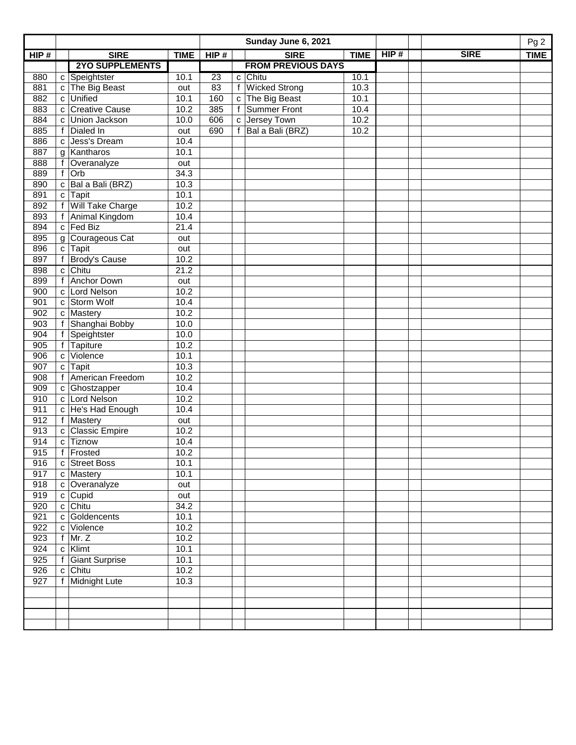| | | | | | | | | | | | |
|---|---|---|---|---|---|---|---|---|---|---|---|
| | **Sunday June 6, 2021** | | | | | | | | | | |
| **HIP #** | | **SIRE** | **TIME** | **HIP #** | | **SIRE** | **TIME** | **HIP #** | | **SIRE** | **TIME** |
| | | **2YO SUPPLEMENTS** | | | | **FROM PREVIOUS DAYS** | | | | | |
| 880 | c | Speightster | 10.1 | 23 | c | Chitu | 10.1 | | | | |
| 881 | c | The Big Beast | out | 83 | f | Wicked Strong | 10.3 | | | | |
| 882 | c | Unified | 10.1 | 160 | c | The Big Beast | 10.1 | | | | |
| 883 | c | Creative Cause | 10.2 | 385 | f | Summer Front | 10.4 | | | | |
| 884 | c | Union Jackson | 10.0 | 606 | c | Jersey Town | 10.2 | | | | |
| 885 | f | Dialed In | out | 690 | f | Bal a Bali (BRZ) | 10.2 | | | | |
| 886 | c | Jess's Dream | 10.4 | | | | | | | | |
| 887 | g | Kantharos | 10.1 | | | | | | | | |
| 888 | f | Overanalyze | out | | | | | | | | |
| 889 | f | Orb | 34.3 | | | | | | | | |
| 890 | c | Bal a Bali (BRZ) | 10.3 | | | | | | | | |
| 891 | c | Tapit | 10.1 | | | | | | | | |
| 892 | f | Will Take Charge | 10.2 | | | | | | | | |
| 893 | f | Animal Kingdom | 10.4 | | | | | | | | |
| 894 | c | Fed Biz | 21.4 | | | | | | | | |
| 895 | g | Courageous Cat | out | | | | | | | | |
| 896 | c | Tapit | out | | | | | | | | |
| 897 | f | Brody's Cause | 10.2 | | | | | | | | |
| 898 | c | Chitu | 21.2 | | | | | | | | |
| 899 | f | Anchor Down | out | | | | | | | | |
| 900 | c | Lord Nelson | 10.2 | | | | | | | | |
| 901 | c | Storm Wolf | 10.4 | | | | | | | | |
| 902 | c | Mastery | 10.2 | | | | | | | | |
| 903 | f | Shanghai Bobby | 10.0 | | | | | | | | |
| 904 | f | Speightster | 10.0 | | | | | | | | |
| 905 | f | Tapiture | 10.2 | | | | | | | | |
| 906 | c | Violence | 10.1 | | | | | | | | |
| 907 | c | Tapit | 10.3 | | | | | | | | |
| 908 | f | American Freedom | 10.2 | | | | | | | | |
| 909 | c | Ghostzapper | 10.4 | | | | | | | | |
| 910 | c | Lord Nelson | 10.2 | | | | | | | | |
| 911 | c | He's Had Enough | 10.4 | | | | | | | | |
| 912 | f | Mastery | out | | | | | | | | |
| 913 | c | Classic Empire | 10.2 | | | | | | | | |
| 914 | c | Tiznow | 10.4 | | | | | | | | |
| 915 | f | Frosted | 10.2 | | | | | | | | |
| 916 | c | Street Boss | 10.1 | | | | | | | | |
| 917 | c | Mastery | 10.1 | | | | | | | | |
| 918 | c | Overanalyze | out | | | | | | | | |
| 919 | c | Cupid | out | | | | | | | | |
| 920 | c | Chitu | 34.2 | | | | | | | | |
| 921 | c | Goldencents | 10.1 | | | | | | | | |
| 922 | c | Violence | 10.2 | | | | | | | | |
| 923 | f | Mr. Z | 10.2 | | | | | | | | |
| 924 | c | Klimt | 10.1 | | | | | | | | |
| 925 | f | Giant Surprise | 10.1 | | | | | | | | |
| 926 | c | Chitu | 10.2 | | | | | | | | |
| 927 | f | Midnight Lute | 10.3 | | | | | | | | |